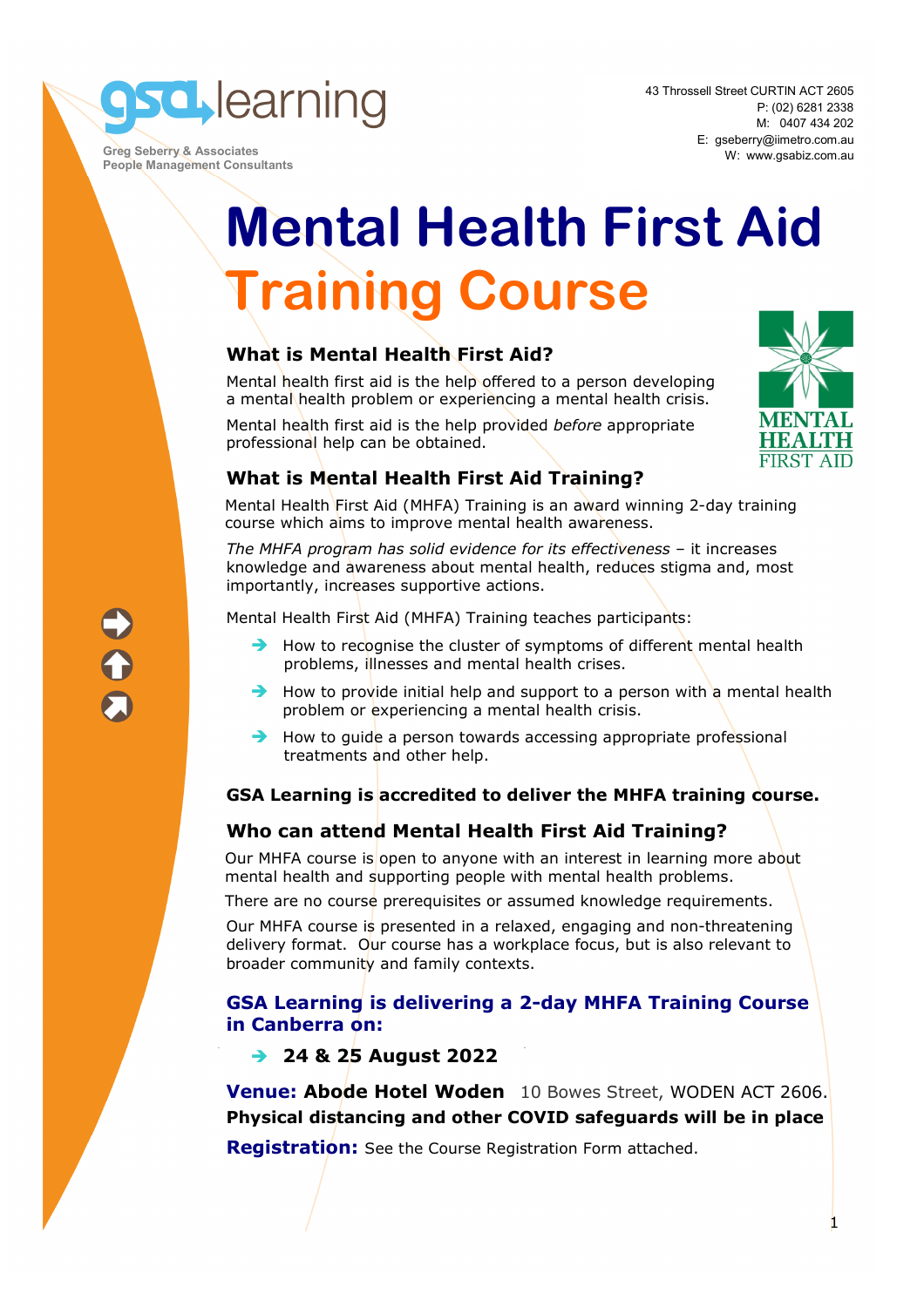gsa learning

Greg Seberry & Associates
People Management Consultants

43 Throssell Street CURTIN ACT 2605
P: (02) 6281 2338
M: 0407 434 202
E: gseberry@iimetro.com.au
W: www.gsabiz.com.au

# Mental Health First Aid Training Course

MENTAL HEALTH FIRST AID

## What is Mental Health First Aid?

Mental health first aid is the help offered to a person developing a mental health problem or experiencing a mental health crisis.

Mental health first aid is the help provided *before* appropriate professional help can be obtained.

## What is Mental Health First Aid Training?

Mental Health First Aid (MHFA) Training is an award winning 2-day training course which aims to improve mental health awareness.

*The MHFA program has solid evidence for its effectiveness* – it increases knowledge and awareness about mental health, reduces stigma and, most importantly, increases supportive actions.

Mental Health First Aid (MHFA) Training teaches participants:

- How to recognise the cluster of symptoms of different mental health problems, illnesses and mental health crises.
- How to provide initial help and support to a person with a mental health problem or experiencing a mental health crisis.
- How to guide a person towards accessing appropriate professional treatments and other help.

**GSA Learning is accredited to deliver the MHFA training course.**

## Who can attend Mental Health First Aid Training?

Our MHFA course is open to anyone with an interest in learning more about mental health and supporting people with mental health problems.

There are no course prerequisites or assumed knowledge requirements.

Our MHFA course is presented in a relaxed, engaging and non-threatening delivery format. Our course has a workplace focus, but is also relevant to broader community and family contexts.

### GSA Learning is delivering a 2-day MHFA Training Course in Canberra on:

- **24 & 25 August 2022**

**Venue: Abode Hotel Woden** 10 Bowes Street, WODEN ACT 2606.

**Physical distancing and other COVID safeguards will be in place**

**Registration:** See the Course Registration Form attached.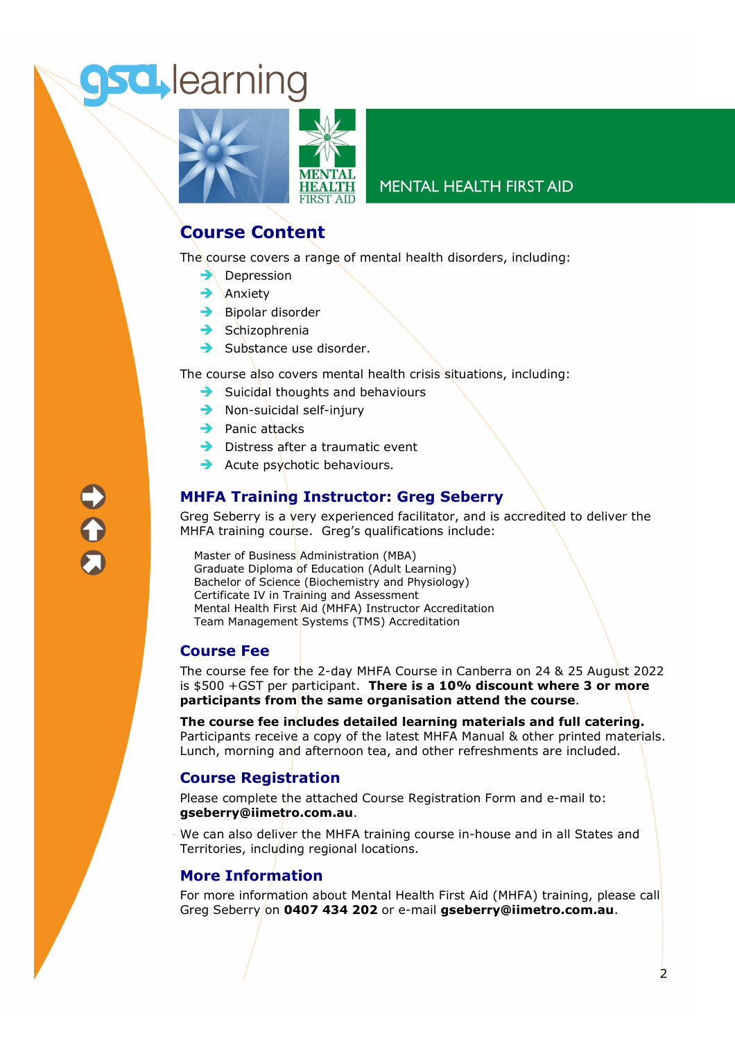gsa learning

MENTAL HEALTH FIRST AID

MENTAL HEALTH FIRST AID

## Course Content

The course covers a range of mental health disorders, including:

- Depression
- Anxiety
- Bipolar disorder
- Schizophrenia
- Substance use disorder.

The course also covers mental health crisis situations, including:

- Suicidal thoughts and behaviours
- Non-suicidal self-injury
- Panic attacks
- Distress after a traumatic event
- Acute psychotic behaviours.

## MHFA Training Instructor: Greg Seberry

Greg Seberry is a very experienced facilitator, and is accredited to deliver the MHFA training course. Greg's qualifications include:

Master of Business Administration (MBA)
Graduate Diploma of Education (Adult Learning)
Bachelor of Science (Biochemistry and Physiology)
Certificate IV in Training and Assessment
Mental Health First Aid (MHFA) Instructor Accreditation
Team Management Systems (TMS) Accreditation

## Course Fee

The course fee for the 2-day MHFA Course in Canberra on 24 & 25 August 2022 is $500 +GST per participant. **There is a 10% discount where 3 or more participants from the same organisation attend the course**.

**The course fee includes detailed learning materials and full catering.** Participants receive a copy of the latest MHFA Manual & other printed materials. Lunch, morning and afternoon tea, and other refreshments are included.

## Course Registration

Please complete the attached Course Registration Form and e-mail to: **gseberry@iimetro.com.au**.

We can also deliver the MHFA training course in-house and in all States and Territories, including regional locations.

## More Information

For more information about Mental Health First Aid (MHFA) training, please call Greg Seberry on **0407 434 202** or e-mail **gseberry@iimetro.com.au**.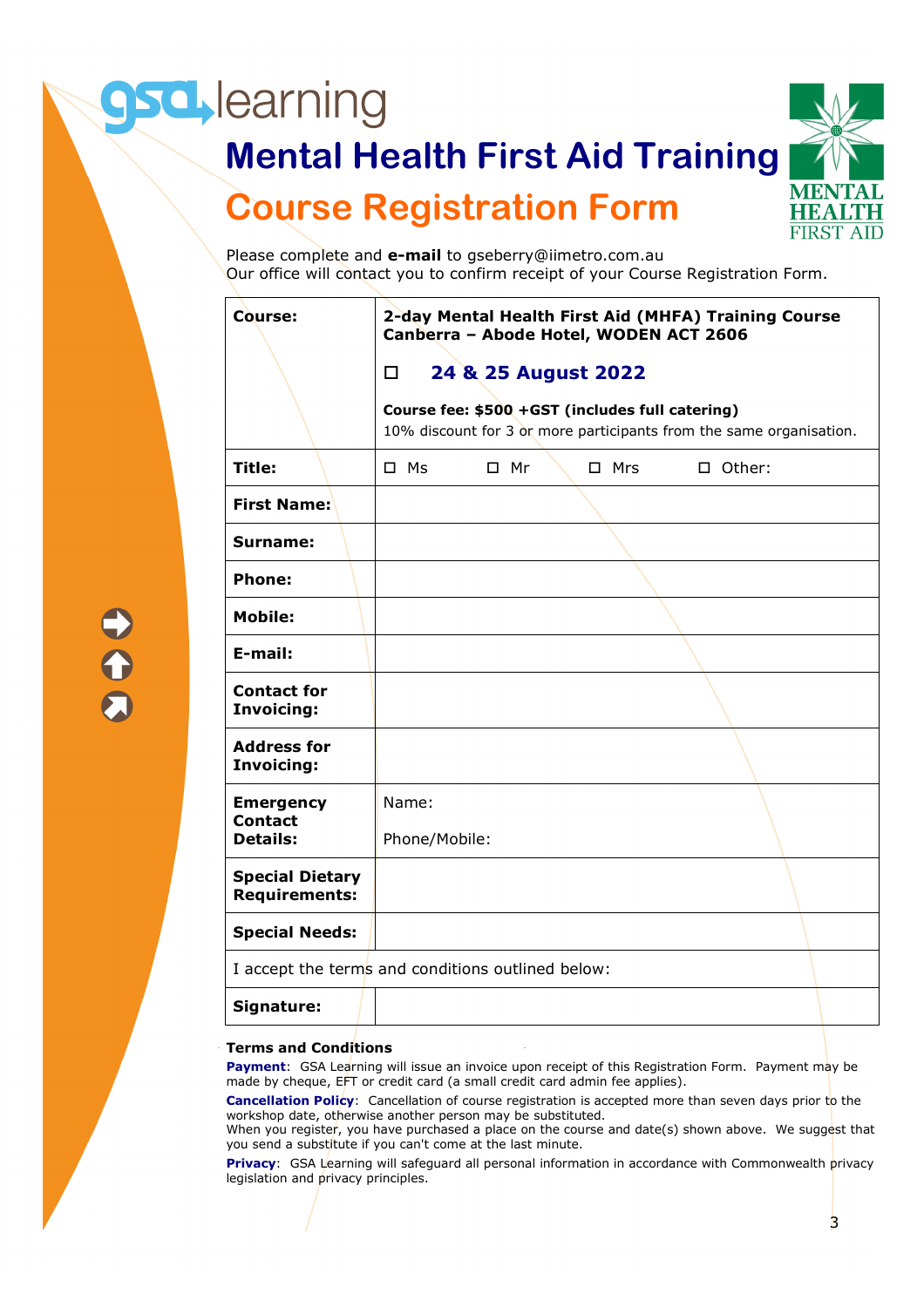gsa learning

# Mental Health First Aid Training

## Course Registration Form

MENTAL HEALTH FIRST AID

Please complete and **e-mail** to gseberry@iimetro.com.au
Our office will contact you to confirm receipt of your Course Registration Form.

| | |
|---|---|
| **Course:** | **2-day Mental Health First Aid (MHFA) Training Course**<br>**Canberra – Abode Hotel, WODEN ACT 2606**<br>☐ **24 & 25 August 2022**<br>**Course fee: $500 +GST (includes full catering)**<br>10% discount for 3 or more participants from the same organisation. |
| **Title:** | ☐ Ms ☐ Mr ☐ Mrs ☐ Other: |
| **First Name:** | |
| **Surname:** | |
| **Phone:** | |
| **Mobile:** | |
| **E-mail:** | |
| **Contact for Invoicing:** | |
| **Address for Invoicing:** | |
| **Emergency Contact Details:** | Name:<br>Phone/Mobile: |
| **Special Dietary Requirements:** | |
| **Special Needs:** | |
| I accept the terms and conditions outlined below: | |
| **Signature:** | |

### Terms and Conditions

**Payment**: GSA Learning will issue an invoice upon receipt of this Registration Form. Payment may be made by cheque, EFT or credit card (a small credit card admin fee applies).

**Cancellation Policy**: Cancellation of course registration is accepted more than seven days prior to the workshop date, otherwise another person may be substituted.
When you register, you have purchased a place on the course and date(s) shown above. We suggest that you send a substitute if you can't come at the last minute.

**Privacy**: GSA Learning will safeguard all personal information in accordance with Commonwealth privacy legislation and privacy principles.